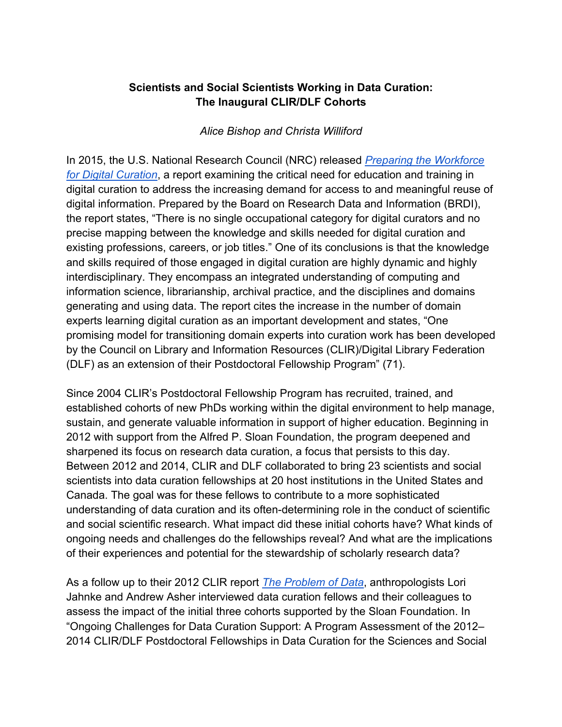**Scientists and Social Scientists Working in Data Curation: The Inaugural CLIR/DLF Cohorts**

*Alice Bishop and Christa Williford*

In 2015, the U.S. National Research Council (NRC) released [*Preparing the Workforce for Digital Curation*](), a report examining the critical need for education and training in digital curation to address the increasing demand for access to and meaningful reuse of digital information. Prepared by the Board on Research Data and Information (BRDI), the report states, "There is no single occupational category for digital curators and no precise mapping between the knowledge and skills needed for digital curation and existing professions, careers, or job titles." One of its conclusions is that the knowledge and skills required of those engaged in digital curation are highly dynamic and highly interdisciplinary. They encompass an integrated understanding of computing and information science, librarianship, archival practice, and the disciplines and domains generating and using data. The report cites the increase in the number of domain experts learning digital curation as an important development and states, "One promising model for transitioning domain experts into curation work has been developed by the Council on Library and Information Resources (CLIR)/Digital Library Federation (DLF) as an extension of their Postdoctoral Fellowship Program" (71).

Since 2004 CLIR's Postdoctoral Fellowship Program has recruited, trained, and established cohorts of new PhDs working within the digital environment to help manage, sustain, and generate valuable information in support of higher education. Beginning in 2012 with support from the Alfred P. Sloan Foundation, the program deepened and sharpened its focus on research data curation, a focus that persists to this day. Between 2012 and 2014, CLIR and DLF collaborated to bring 23 scientists and social scientists into data curation fellowships at 20 host institutions in the United States and Canada. The goal was for these fellows to contribute to a more sophisticated understanding of data curation and its often-determining role in the conduct of scientific and social scientific research. What impact did these initial cohorts have? What kinds of ongoing needs and challenges do the fellowships reveal? And what are the implications of their experiences and potential for the stewardship of scholarly research data?

As a follow up to their 2012 CLIR report [*The Problem of Data*](), anthropologists Lori Jahnke and Andrew Asher interviewed data curation fellows and their colleagues to assess the impact of the initial three cohorts supported by the Sloan Foundation. In "Ongoing Challenges for Data Curation Support: A Program Assessment of the 2012–2014 CLIR/DLF Postdoctoral Fellowships in Data Curation for the Sciences and Social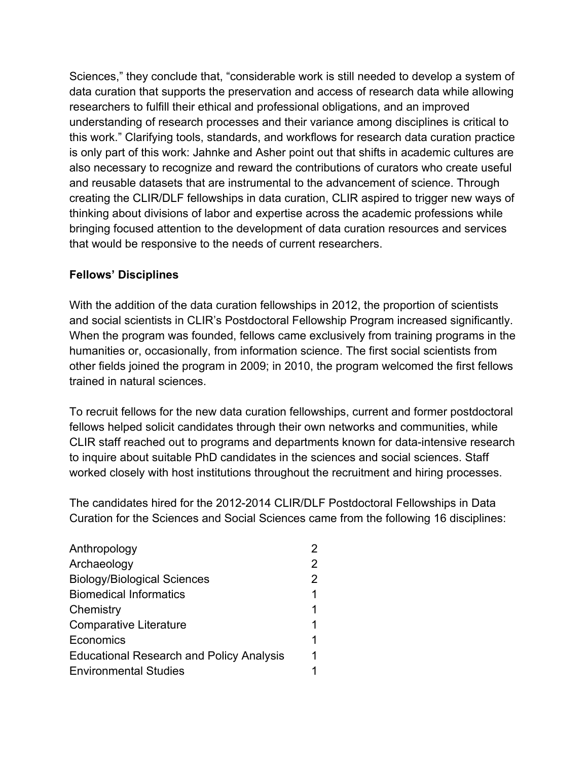Sciences," they conclude that, "considerable work is still needed to develop a system of data curation that supports the preservation and access of research data while allowing researchers to fulfill their ethical and professional obligations, and an improved understanding of research processes and their variance among disciplines is critical to this work." Clarifying tools, standards, and workflows for research data curation practice is only part of this work: Jahnke and Asher point out that shifts in academic cultures are also necessary to recognize and reward the contributions of curators who create useful and reusable datasets that are instrumental to the advancement of science. Through creating the CLIR/DLF fellowships in data curation, CLIR aspired to trigger new ways of thinking about divisions of labor and expertise across the academic professions while bringing focused attention to the development of data curation resources and services that would be responsive to the needs of current researchers.

**Fellows' Disciplines**

With the addition of the data curation fellowships in 2012, the proportion of scientists and social scientists in CLIR's Postdoctoral Fellowship Program increased significantly. When the program was founded, fellows came exclusively from training programs in the humanities or, occasionally, from information science. The first social scientists from other fields joined the program in 2009; in 2010, the program welcomed the first fellows trained in natural sciences.

To recruit fellows for the new data curation fellowships, current and former postdoctoral fellows helped solicit candidates through their own networks and communities, while CLIR staff reached out to programs and departments known for data-intensive research to inquire about suitable PhD candidates in the sciences and social sciences. Staff worked closely with host institutions throughout the recruitment and hiring processes.

The candidates hired for the 2012-2014 CLIR/DLF Postdoctoral Fellowships in Data Curation for the Sciences and Social Sciences came from the following 16 disciplines:

| Discipline | Number |
|---|---|
| Anthropology | 2 |
| Archaeology | 2 |
| Biology/Biological Sciences | 2 |
| Biomedical Informatics | 1 |
| Chemistry | 1 |
| Comparative Literature | 1 |
| Economics | 1 |
| Educational Research and Policy Analysis | 1 |
| Environmental Studies | 1 |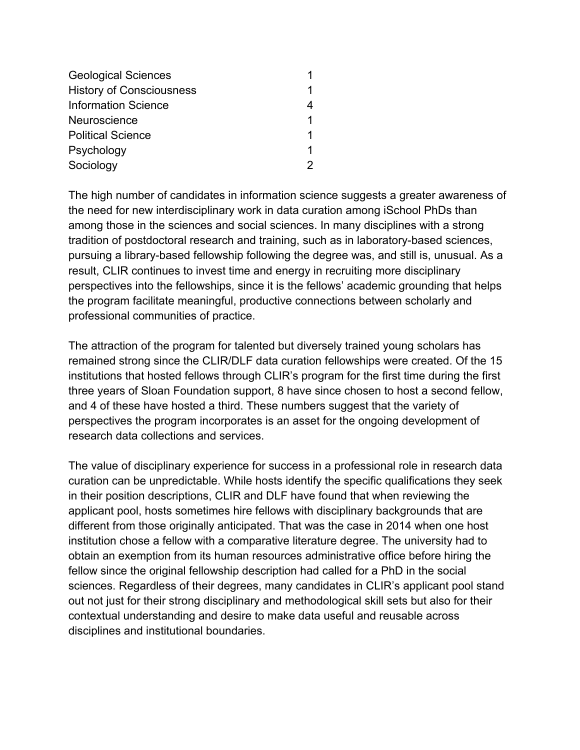| | |
|---|---|
| Geological Sciences | 1 |
| History of Consciousness | 1 |
| Information Science | 4 |
| Neuroscience | 1 |
| Political Science | 1 |
| Psychology | 1 |
| Sociology | 2 |

The high number of candidates in information science suggests a greater awareness of the need for new interdisciplinary work in data curation among iSchool PhDs than among those in the sciences and social sciences. In many disciplines with a strong tradition of postdoctoral research and training, such as in laboratory-based sciences, pursuing a library-based fellowship following the degree was, and still is, unusual. As a result, CLIR continues to invest time and energy in recruiting more disciplinary perspectives into the fellowships, since it is the fellows' academic grounding that helps the program facilitate meaningful, productive connections between scholarly and professional communities of practice.

The attraction of the program for talented but diversely trained young scholars has remained strong since the CLIR/DLF data curation fellowships were created. Of the 15 institutions that hosted fellows through CLIR's program for the first time during the first three years of Sloan Foundation support, 8 have since chosen to host a second fellow, and 4 of these have hosted a third. These numbers suggest that the variety of perspectives the program incorporates is an asset for the ongoing development of research data collections and services.

The value of disciplinary experience for success in a professional role in research data curation can be unpredictable. While hosts identify the specific qualifications they seek in their position descriptions, CLIR and DLF have found that when reviewing the applicant pool, hosts sometimes hire fellows with disciplinary backgrounds that are different from those originally anticipated. That was the case in 2014 when one host institution chose a fellow with a comparative literature degree. The university had to obtain an exemption from its human resources administrative office before hiring the fellow since the original fellowship description had called for a PhD in the social sciences. Regardless of their degrees, many candidates in CLIR's applicant pool stand out not just for their strong disciplinary and methodological skill sets but also for their contextual understanding and desire to make data useful and reusable across disciplines and institutional boundaries.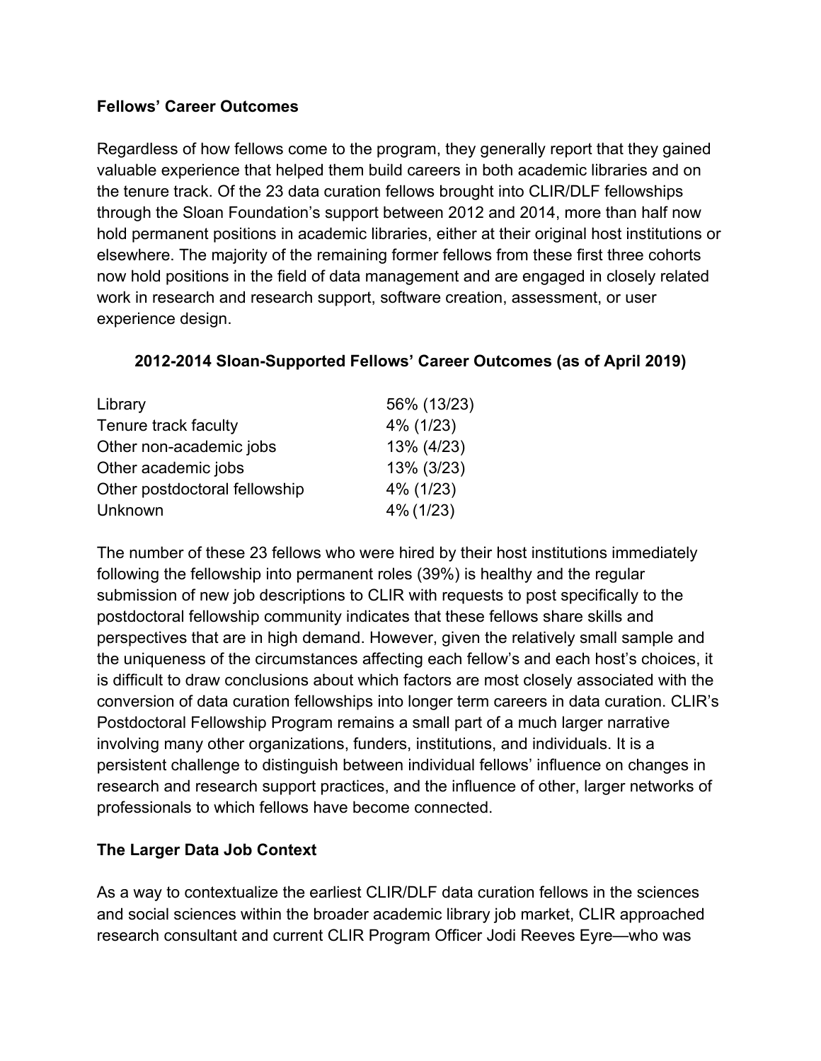**Fellows' Career Outcomes**

Regardless of how fellows come to the program, they generally report that they gained valuable experience that helped them build careers in both academic libraries and on the tenure track. Of the 23 data curation fellows brought into CLIR/DLF fellowships through the Sloan Foundation's support between 2012 and 2014, more than half now hold permanent positions in academic libraries, either at their original host institutions or elsewhere. The majority of the remaining former fellows from these first three cohorts now hold positions in the field of data management and are engaged in closely related work in research and research support, software creation, assessment, or user experience design.

**2012-2014 Sloan-Supported Fellows' Career Outcomes (as of April 2019)**

| | |
|---|---|
| Library | 56% (13/23) |
| Tenure track faculty | 4% (1/23) |
| Other non-academic jobs | 13% (4/23) |
| Other academic jobs | 13% (3/23) |
| Other postdoctoral fellowship | 4% (1/23) |
| Unknown | 4% (1/23) |

The number of these 23 fellows who were hired by their host institutions immediately following the fellowship into permanent roles (39%) is healthy and the regular submission of new job descriptions to CLIR with requests to post specifically to the postdoctoral fellowship community indicates that these fellows share skills and perspectives that are in high demand. However, given the relatively small sample and the uniqueness of the circumstances affecting each fellow's and each host's choices, it is difficult to draw conclusions about which factors are most closely associated with the conversion of data curation fellowships into longer term careers in data curation. CLIR's Postdoctoral Fellowship Program remains a small part of a much larger narrative involving many other organizations, funders, institutions, and individuals. It is a persistent challenge to distinguish between individual fellows' influence on changes in research and research support practices, and the influence of other, larger networks of professionals to which fellows have become connected.

**The Larger Data Job Context**

As a way to contextualize the earliest CLIR/DLF data curation fellows in the sciences and social sciences within the broader academic library job market, CLIR approached research consultant and current CLIR Program Officer Jodi Reeves Eyre—who was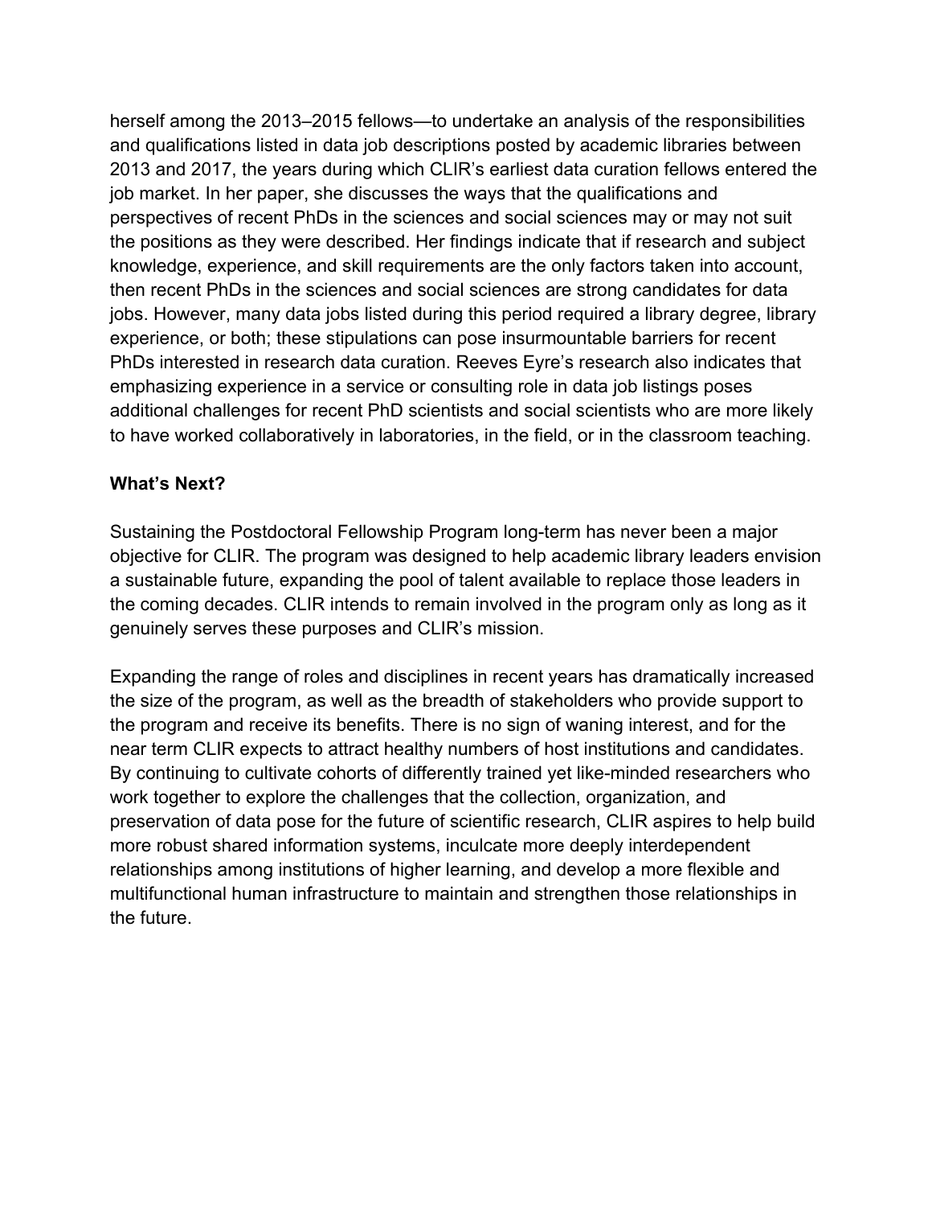herself among the 2013–2015 fellows—to undertake an analysis of the responsibilities and qualifications listed in data job descriptions posted by academic libraries between 2013 and 2017, the years during which CLIR's earliest data curation fellows entered the job market. In her paper, she discusses the ways that the qualifications and perspectives of recent PhDs in the sciences and social sciences may or may not suit the positions as they were described. Her findings indicate that if research and subject knowledge, experience, and skill requirements are the only factors taken into account, then recent PhDs in the sciences and social sciences are strong candidates for data jobs. However, many data jobs listed during this period required a library degree, library experience, or both; these stipulations can pose insurmountable barriers for recent PhDs interested in research data curation. Reeves Eyre's research also indicates that emphasizing experience in a service or consulting role in data job listings poses additional challenges for recent PhD scientists and social scientists who are more likely to have worked collaboratively in laboratories, in the field, or in the classroom teaching.

**What's Next?**

Sustaining the Postdoctoral Fellowship Program long-term has never been a major objective for CLIR. The program was designed to help academic library leaders envision a sustainable future, expanding the pool of talent available to replace those leaders in the coming decades. CLIR intends to remain involved in the program only as long as it genuinely serves these purposes and CLIR's mission.

Expanding the range of roles and disciplines in recent years has dramatically increased the size of the program, as well as the breadth of stakeholders who provide support to the program and receive its benefits. There is no sign of waning interest, and for the near term CLIR expects to attract healthy numbers of host institutions and candidates. By continuing to cultivate cohorts of differently trained yet like-minded researchers who work together to explore the challenges that the collection, organization, and preservation of data pose for the future of scientific research, CLIR aspires to help build more robust shared information systems, inculcate more deeply interdependent relationships among institutions of higher learning, and develop a more flexible and multifunctional human infrastructure to maintain and strengthen those relationships in the future.